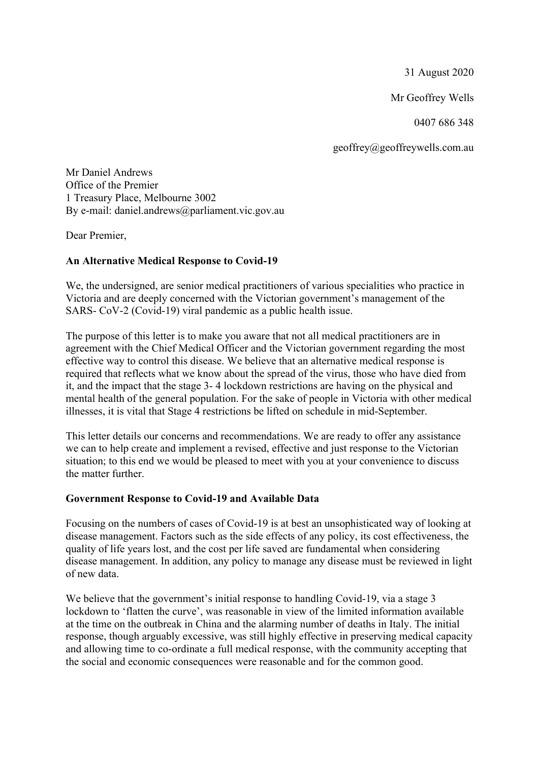31 August 2020

Mr Geoffrey Wells

0407 686 348

geoffrey@geoffreywells.com.au

Mr Daniel Andrews
Office of the Premier
1 Treasury Place, Melbourne 3002
By e-mail: daniel.andrews@parliament.vic.gov.au

Dear Premier,

**An Alternative Medical Response to Covid-19**

We, the undersigned, are senior medical practitioners of various specialities who practice in Victoria and are deeply concerned with the Victorian government's management of the SARS- CoV-2 (Covid-19) viral pandemic as a public health issue.

The purpose of this letter is to make you aware that not all medical practitioners are in agreement with the Chief Medical Officer and the Victorian government regarding the most effective way to control this disease. We believe that an alternative medical response is required that reflects what we know about the spread of the virus, those who have died from it, and the impact that the stage 3- 4 lockdown restrictions are having on the physical and mental health of the general population. For the sake of people in Victoria with other medical illnesses, it is vital that Stage 4 restrictions be lifted on schedule in mid-September.

This letter details our concerns and recommendations. We are ready to offer any assistance we can to help create and implement a revised, effective and just response to the Victorian situation; to this end we would be pleased to meet with you at your convenience to discuss the matter further.

**Government Response to Covid-19 and Available Data**

Focusing on the numbers of cases of Covid-19 is at best an unsophisticated way of looking at disease management. Factors such as the side effects of any policy, its cost effectiveness, the quality of life years lost, and the cost per life saved are fundamental when considering disease management. In addition, any policy to manage any disease must be reviewed in light of new data.

We believe that the government's initial response to handling Covid-19, via a stage 3 lockdown to 'flatten the curve', was reasonable in view of the limited information available at the time on the outbreak in China and the alarming number of deaths in Italy. The initial response, though arguably excessive, was still highly effective in preserving medical capacity and allowing time to co-ordinate a full medical response, with the community accepting that the social and economic consequences were reasonable and for the common good.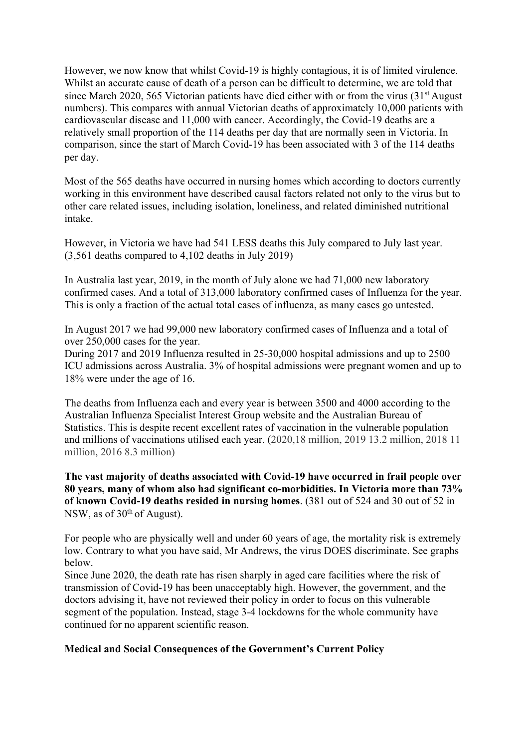However, we now know that whilst Covid-19 is highly contagious, it is of limited virulence. Whilst an accurate cause of death of a person can be difficult to determine, we are told that since March 2020, 565 Victorian patients have died either with or from the virus (31st August numbers). This compares with annual Victorian deaths of approximately 10,000 patients with cardiovascular disease and 11,000 with cancer. Accordingly, the Covid-19 deaths are a relatively small proportion of the 114 deaths per day that are normally seen in Victoria. In comparison, since the start of March Covid-19 has been associated with 3 of the 114 deaths per day.

Most of the 565 deaths have occurred in nursing homes which according to doctors currently working in this environment have described causal factors related not only to the virus but to other care related issues, including isolation, loneliness, and related diminished nutritional intake.

However, in Victoria we have had 541 LESS deaths this July compared to July last year. (3,561 deaths compared to 4,102 deaths in July 2019)

In Australia last year, 2019, in the month of July alone we had 71,000 new laboratory confirmed cases. And a total of 313,000 laboratory confirmed cases of Influenza for the year. This is only a fraction of the actual total cases of influenza, as many cases go untested.

In August 2017 we had 99,000 new laboratory confirmed cases of Influenza and a total of over 250,000 cases for the year.
During 2017 and 2019 Influenza resulted in 25-30,000 hospital admissions and up to 2500 ICU admissions across Australia. 3% of hospital admissions were pregnant women and up to 18% were under the age of 16.

The deaths from Influenza each and every year is between 3500 and 4000 according to the Australian Influenza Specialist Interest Group website and the Australian Bureau of Statistics. This is despite recent excellent rates of vaccination in the vulnerable population and millions of vaccinations utilised each year. (2020,18 million, 2019 13.2 million, 2018 11 million, 2016 8.3 million)

**The vast majority of deaths associated with Covid-19 have occurred in frail people over 80 years, many of whom also had significant co-morbidities. In Victoria more than 73% of known Covid-19 deaths resided in nursing homes**. (381 out of 524 and 30 out of 52 in NSW, as of 30th of August).

For people who are physically well and under 60 years of age, the mortality risk is extremely low. Contrary to what you have said, Mr Andrews, the virus DOES discriminate. See graphs below.
Since June 2020, the death rate has risen sharply in aged care facilities where the risk of transmission of Covid-19 has been unacceptably high. However, the government, and the doctors advising it, have not reviewed their policy in order to focus on this vulnerable segment of the population. Instead, stage 3-4 lockdowns for the whole community have continued for no apparent scientific reason.

**Medical and Social Consequences of the Government's Current Policy**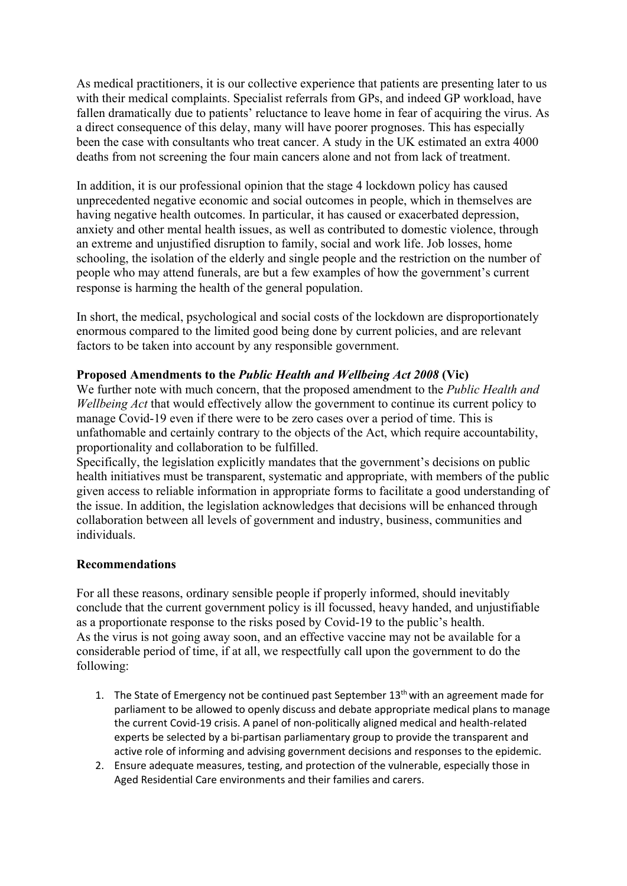As medical practitioners, it is our collective experience that patients are presenting later to us with their medical complaints. Specialist referrals from GPs, and indeed GP workload, have fallen dramatically due to patients' reluctance to leave home in fear of acquiring the virus. As a direct consequence of this delay, many will have poorer prognoses. This has especially been the case with consultants who treat cancer. A study in the UK estimated an extra 4000 deaths from not screening the four main cancers alone and not from lack of treatment.

In addition, it is our professional opinion that the stage 4 lockdown policy has caused unprecedented negative economic and social outcomes in people, which in themselves are having negative health outcomes. In particular, it has caused or exacerbated depression, anxiety and other mental health issues, as well as contributed to domestic violence, through an extreme and unjustified disruption to family, social and work life. Job losses, home schooling, the isolation of the elderly and single people and the restriction on the number of people who may attend funerals, are but a few examples of how the government's current response is harming the health of the general population.

In short, the medical, psychological and social costs of the lockdown are disproportionately enormous compared to the limited good being done by current policies, and are relevant factors to be taken into account by any responsible government.

**Proposed Amendments to the *Public Health and Wellbeing Act 2008* (Vic)**

We further note with much concern, that the proposed amendment to the *Public Health and Wellbeing Act* that would effectively allow the government to continue its current policy to manage Covid-19 even if there were to be zero cases over a period of time. This is unfathomable and certainly contrary to the objects of the Act, which require accountability, proportionality and collaboration to be fulfilled.

Specifically, the legislation explicitly mandates that the government's decisions on public health initiatives must be transparent, systematic and appropriate, with members of the public given access to reliable information in appropriate forms to facilitate a good understanding of the issue. In addition, the legislation acknowledges that decisions will be enhanced through collaboration between all levels of government and industry, business, communities and individuals.

**Recommendations**

For all these reasons, ordinary sensible people if properly informed, should inevitably conclude that the current government policy is ill focussed, heavy handed, and unjustifiable as a proportionate response to the risks posed by Covid-19 to the public's health.

As the virus is not going away soon, and an effective vaccine may not be available for a considerable period of time, if at all, we respectfully call upon the government to do the following:

1. The State of Emergency not be continued past September 13th with an agreement made for parliament to be allowed to openly discuss and debate appropriate medical plans to manage the current Covid-19 crisis. A panel of non-politically aligned medical and health-related experts be selected by a bi-partisan parliamentary group to provide the transparent and active role of informing and advising government decisions and responses to the epidemic.
2. Ensure adequate measures, testing, and protection of the vulnerable, especially those in Aged Residential Care environments and their families and carers.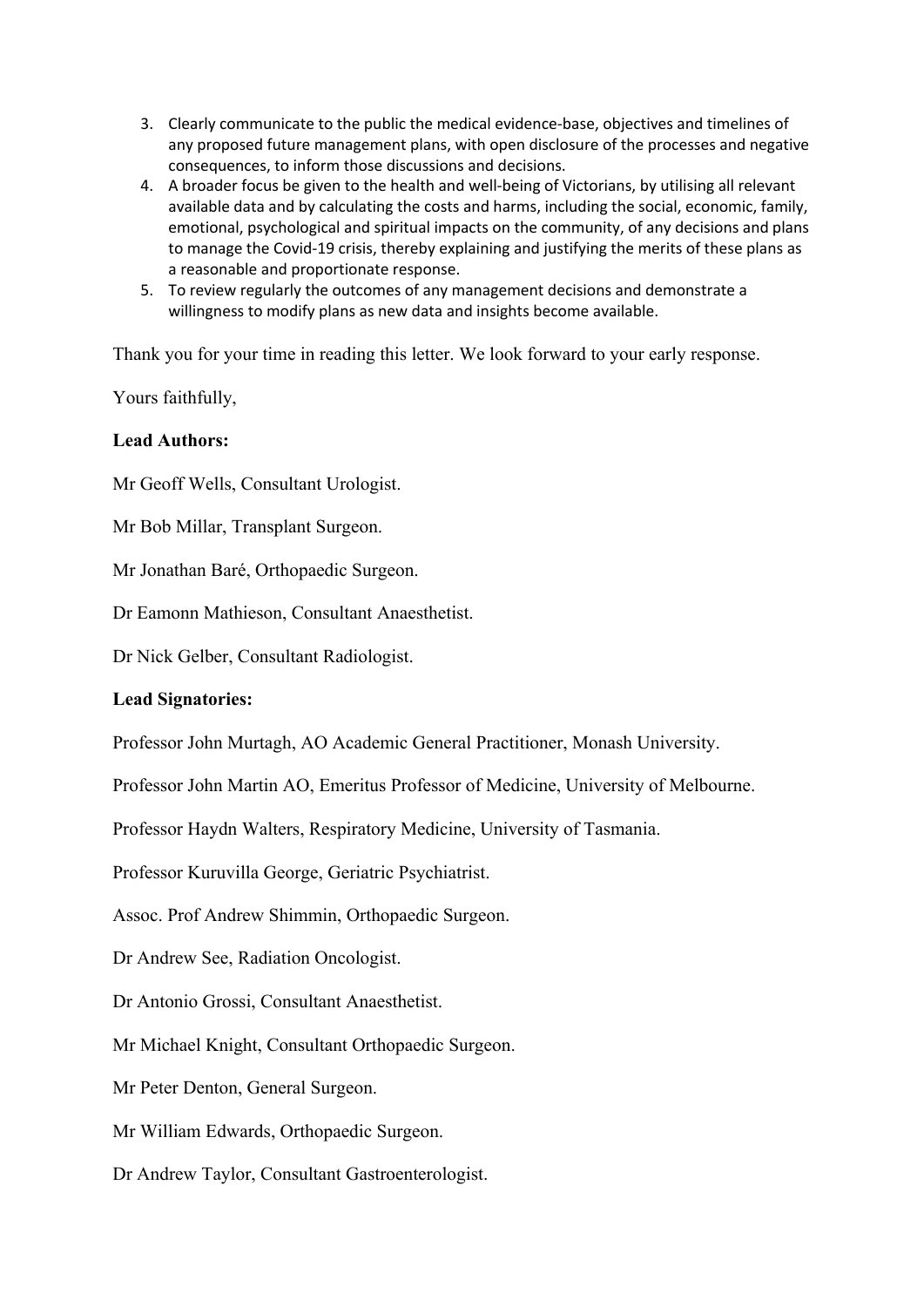3. Clearly communicate to the public the medical evidence-base, objectives and timelines of any proposed future management plans, with open disclosure of the processes and negative consequences, to inform those discussions and decisions.
4. A broader focus be given to the health and well-being of Victorians, by utilising all relevant available data and by calculating the costs and harms, including the social, economic, family, emotional, psychological and spiritual impacts on the community, of any decisions and plans to manage the Covid-19 crisis, thereby explaining and justifying the merits of these plans as a reasonable and proportionate response.
5. To review regularly the outcomes of any management decisions and demonstrate a willingness to modify plans as new data and insights become available.

Thank you for your time in reading this letter. We look forward to your early response.

Yours faithfully,

**Lead Authors:**

Mr Geoff Wells, Consultant Urologist.

Mr Bob Millar, Transplant Surgeon.

Mr Jonathan Baré, Orthopaedic Surgeon.

Dr Eamonn Mathieson, Consultant Anaesthetist.

Dr Nick Gelber, Consultant Radiologist.

**Lead Signatories:**

Professor John Murtagh, AO Academic General Practitioner, Monash University.

Professor John Martin AO, Emeritus Professor of Medicine, University of Melbourne.

Professor Haydn Walters, Respiratory Medicine, University of Tasmania.

Professor Kuruvilla George, Geriatric Psychiatrist.

Assoc. Prof Andrew Shimmin, Orthopaedic Surgeon.

Dr Andrew See, Radiation Oncologist.

Dr Antonio Grossi, Consultant Anaesthetist.

Mr Michael Knight, Consultant Orthopaedic Surgeon.

Mr Peter Denton, General Surgeon.

Mr William Edwards, Orthopaedic Surgeon.

Dr Andrew Taylor, Consultant Gastroenterologist.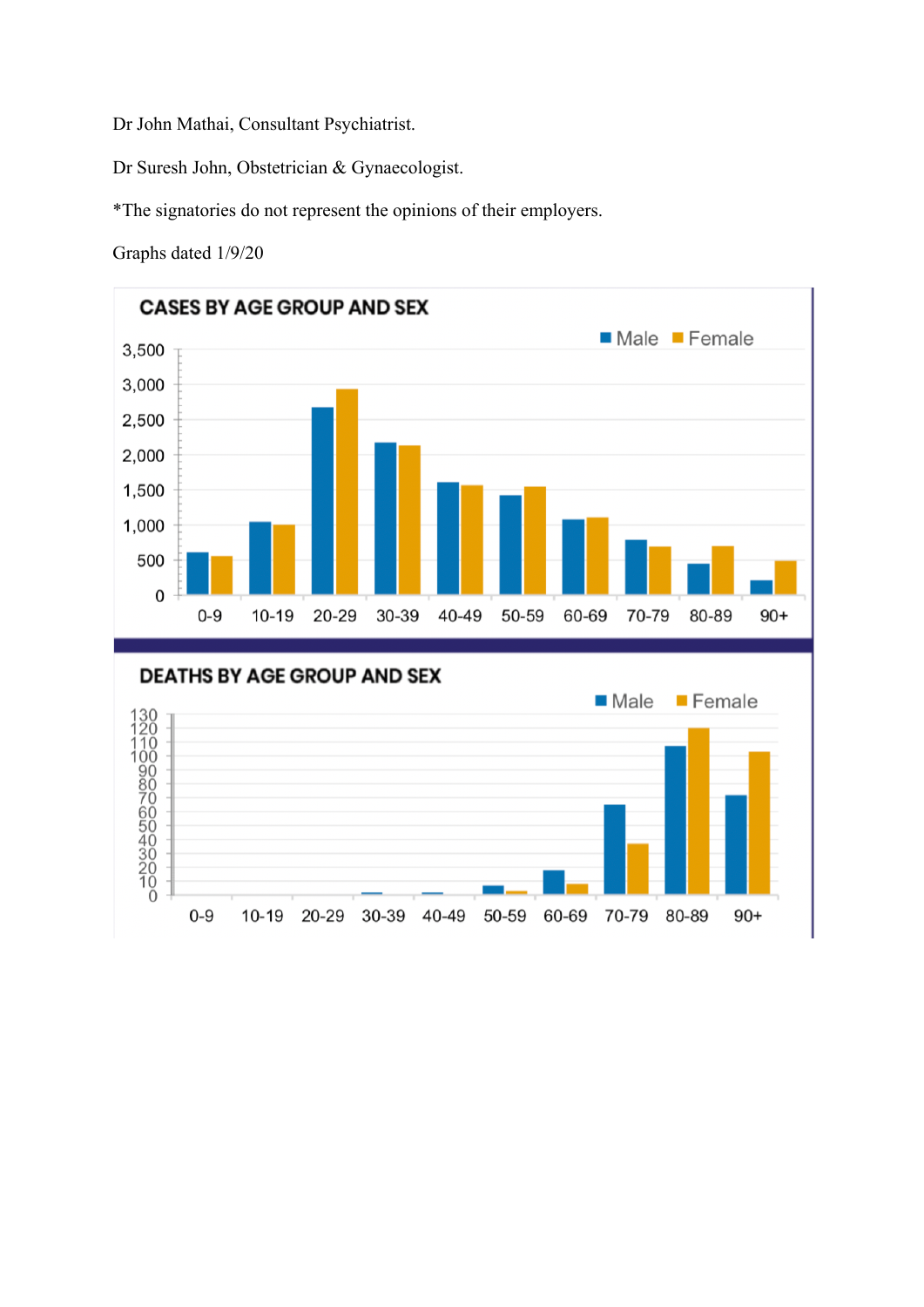Dr John Mathai, Consultant Psychiatrist.

Dr Suresh John, Obstetrician & Gynaecologist.

*The signatories do not represent the opinions of their employers.

Graphs dated 1/9/20

CASES BY AGE GROUP AND SEX

Male Female

3,500
3,000
2,500
2,000
1,500
1,000
500
0

0-9 10-19 20-29 30-39 40-49 50-59 60-69 70-79 80-89 90+

DEATHS BY AGE GROUP AND SEX

Male Female

130
120
110
100
90
80
70
60
50
40
30
20
10
0

0-9 10-19 20-29 30-39 40-49 50-59 60-69 70-79 80-89 90+